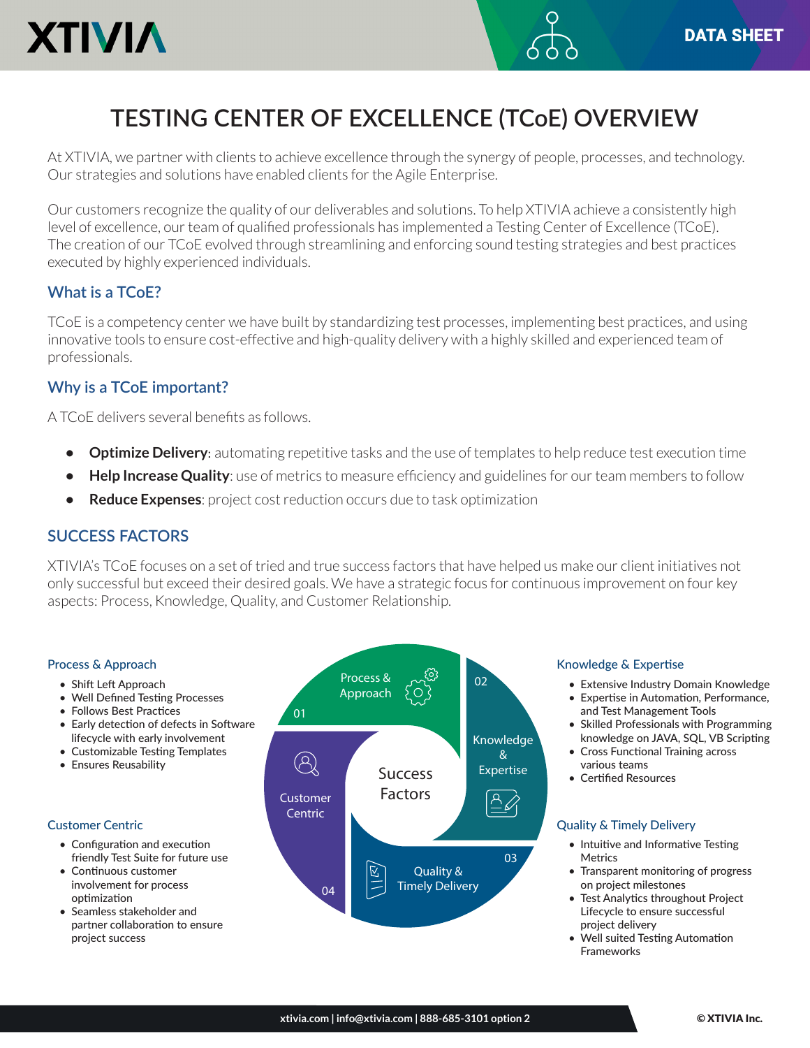# TESTING CENTER OF EXCELLENCE (TCoE) OVERVIEW

At XTIVIA, we partner with clients to achieve excellence through the synergy of people, processes, and technology. Our strategies and solutions have enabled clients for the Agile Enterprise.

Our customers recognize the quality of our deliverables and solutions. To help XTIVIA achieve a consistently high level of excellence, our team of qualified professionals has implemented a Testing Center of Excellence (TCoE). The creation of our TCoE evolved through streamlining and enforcing sound testing strategies and best practices executed by highly experienced individuals.

## What is a TCoE?

TCoE is a competency center we have built by standardizing test processes, implementing best practices, and using innovative tools to ensure cost-effective and high-quality delivery with a highly skilled and experienced team of professionals.

## Why is a TCoE important?

A TCoE delivers several benefits as follows.

- **Optimize Delivery**: automating repetitive tasks and the use of templates to help reduce test execution time
- **Help Increase Quality**: use of metrics to measure efficiency and guidelines for our team members to follow
- **Reduce Expenses**: project cost reduction occurs due to task optimization

## SUCCESS FACTORS

XTIVIA's TCoE focuses on a set of tried and true success factors that have helped us make our client initiatives not only successful but exceed their desired goals. We have a strategic focus for continuous improvement on four key aspects: Process, Knowledge, Quality, and Customer Relationship.

### Process & Approach

- Shift Left Approach
- Well Defined Testing Processes
- Follows Best Practices
- Early detection of defects in Software lifecycle with early involvement
- Customizable Testing Templates
- Ensures Reusability

### Knowledge & Expertise

- Extensive Industry Domain Knowledge
- Expertise in Automation, Performance, and Test Management Tools
- Skilled Professionals with Programming knowledge on JAVA, SQL, VB Scripting
- Cross Functional Training across various teams
- Certified Resources

### Quality & Timely Delivery

- Intuitive and Informative Testing Metrics
- Transparent monitoring of progress on project milestones
- Test Analytics throughout Project Lifecycle to ensure successful project delivery
- Well suited Testing Automation Frameworks

### Customer Centric

- Configuration and execution friendly Test Suite for future use
- Continuous customer involvement for process optimization
- Seamless stakeholder and partner collaboration to ensure project success

Success Factors: 01 Process & Approach, 02 Knowledge & Expertise, 03 Quality & Timely Delivery, 04 Customer Centric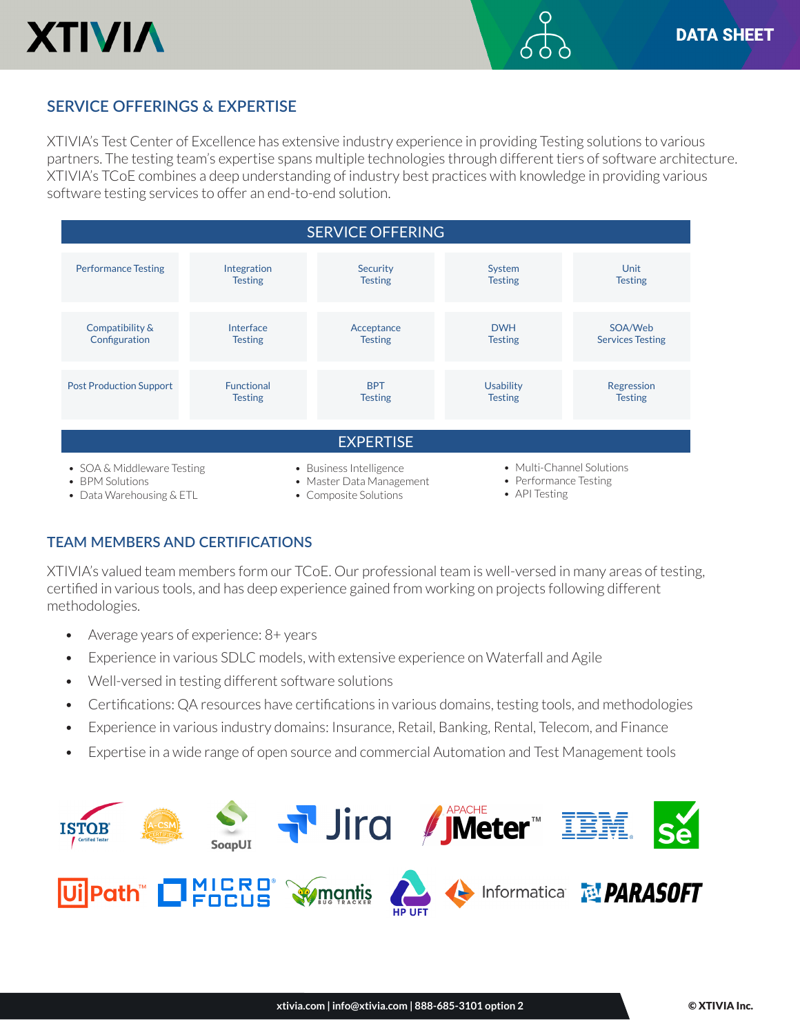## SERVICE OFFERINGS & EXPERTISE

XTIVIA's Test Center of Excellence has extensive industry experience in providing Testing solutions to various partners. The testing team's expertise spans multiple technologies through different tiers of software architecture. XTIVIA's TCoE combines a deep understanding of industry best practices with knowledge in providing various software testing services to offer an end-to-end solution.

| SERVICE OFFERING | | | | |
|---|---|---|---|---|
| Performance Testing | Integration Testing | Security Testing | System Testing | Unit Testing |
| Compatibility & Configuration | Interface Testing | Acceptance Testing | DWH Testing | SOA/Web Services Testing |
| Post Production Support | Functional Testing | BPT Testing | Usability Testing | Regression Testing |

### EXPERTISE

- SOA & Middleware Testing
- BPM Solutions
- Data Warehousing & ETL
- Business Intelligence
- Master Data Management
- Composite Solutions
- Multi-Channel Solutions
- Performance Testing
- API Testing

## TEAM MEMBERS AND CERTIFICATIONS

XTIVIA's valued team members form our TCoE. Our professional team is well-versed in many areas of testing, certified in various tools, and has deep experience gained from working on projects following different methodologies.

- Average years of experience: 8+ years
- Experience in various SDLC models, with extensive experience on Waterfall and Agile
- Well-versed in testing different software solutions
- Certifications: QA resources have certifications in various domains, testing tools, and methodologies
- Experience in various industry domains: Insurance, Retail, Banking, Rental, Telecom, and Finance
- Expertise in a wide range of open source and commercial Automation and Test Management tools

xtivia.com | info@xtivia.com | 888-685-3101 option 2

© XTIVIA Inc.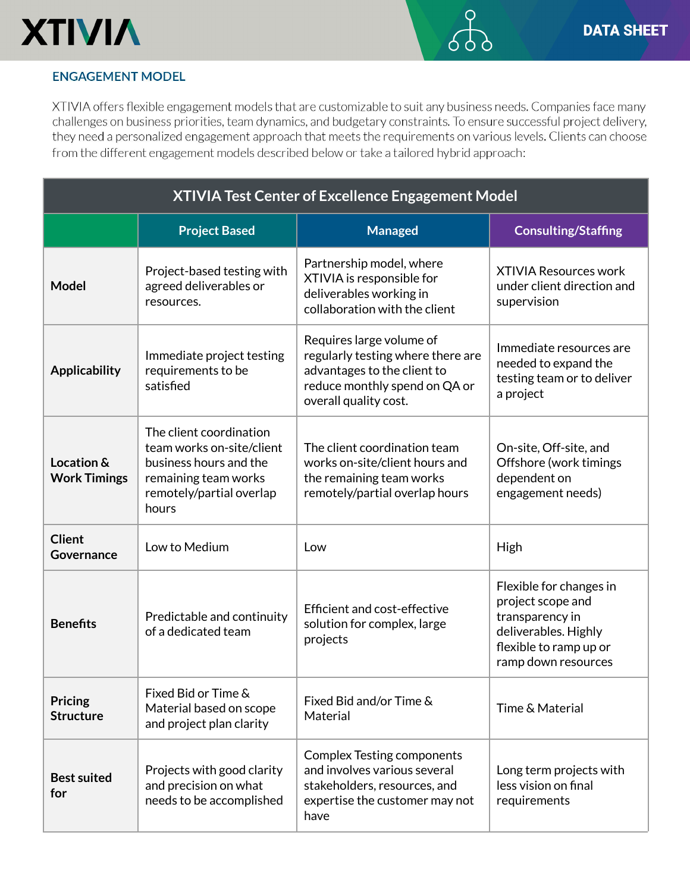## ENGAGEMENT MODEL

XTIVIA offers flexible engagement models that are customizable to suit any business needs. Companies face many challenges on business priorities, team dynamics, and budgetary constraints. To ensure successful project delivery, they need a personalized engagement approach that meets the requirements on various levels. Clients can choose from the different engagement models described below or take a tailored hybrid approach:

| XTIVIA Test Center of Excellence Engagement Model | | | |
|---|---|---|---|
| | **Project Based** | **Managed** | **Consulting/Staffing** |
| **Model** | Project-based testing with agreed deliverables or resources. | Partnership model, where XTIVIA is responsible for deliverables working in collaboration with the client | XTIVIA Resources work under client direction and supervision |
| **Applicability** | Immediate project testing requirements to be satisfied | Requires large volume of regularly testing where there are advantages to the client to reduce monthly spend on QA or overall quality cost. | Immediate resources are needed to expand the testing team or to deliver a project |
| **Location & Work Timings** | The client coordination team works on-site/client business hours and the remaining team works remotely/partial overlap hours | The client coordination team works on-site/client hours and the remaining team works remotely/partial overlap hours | On-site, Off-site, and Offshore (work timings dependent on engagement needs) |
| **Client Governance** | Low to Medium | Low | High |
| **Benefits** | Predictable and continuity of a dedicated team | Efficient and cost-effective solution for complex, large projects | Flexible for changes in project scope and transparency in deliverables. Highly flexible to ramp up or ramp down resources |
| **Pricing Structure** | Fixed Bid or Time & Material based on scope and project plan clarity | Fixed Bid and/or Time & Material | Time & Material |
| **Best suited for** | Projects with good clarity and precision on what needs to be accomplished | Complex Testing components and involves various several stakeholders, resources, and expertise the customer may not have | Long term projects with less vision on final requirements |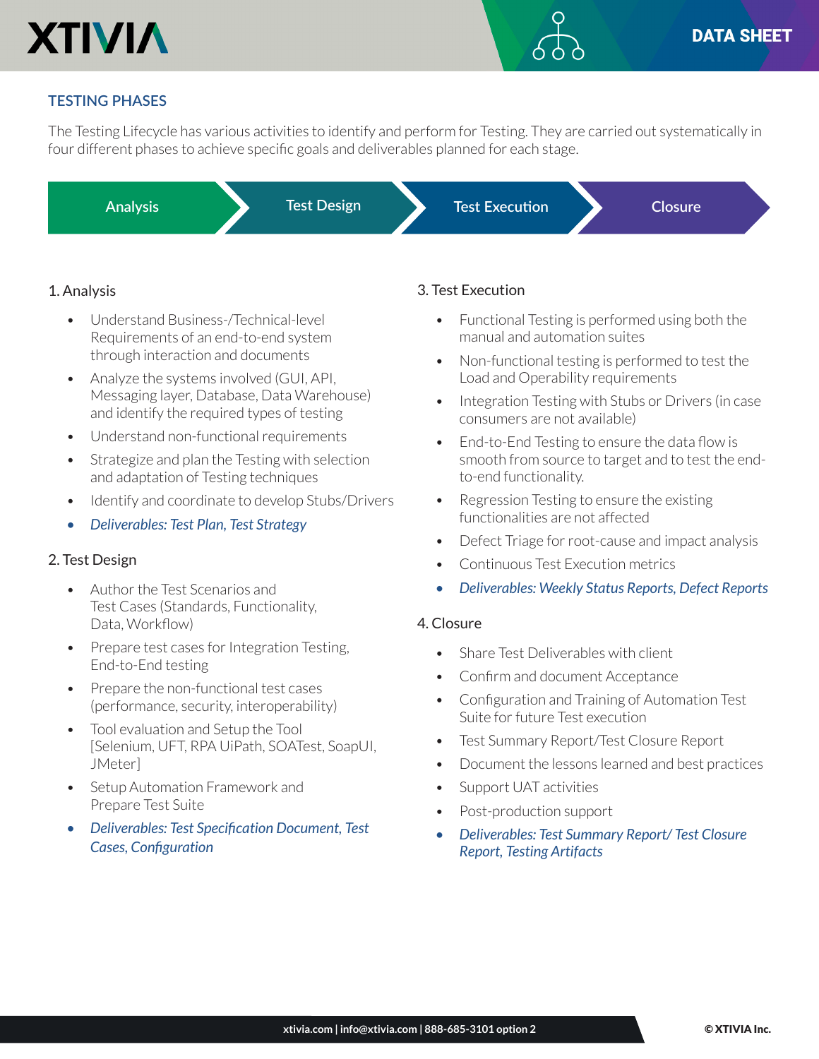## TESTING PHASES

The Testing Lifecycle has various activities to identify and perform for Testing. They are carried out systematically in four different phases to achieve specific goals and deliverables planned for each stage.

Analysis → Test Design → Test Execution → Closure

### 1. Analysis

- Understand Business-/Technical-level Requirements of an end-to-end system through interaction and documents
- Analyze the systems involved (GUI, API, Messaging layer, Database, Data Warehouse) and identify the required types of testing
- Understand non-functional requirements
- Strategize and plan the Testing with selection and adaptation of Testing techniques
- Identify and coordinate to develop Stubs/Drivers
- *Deliverables: Test Plan, Test Strategy*

### 2. Test Design

- Author the Test Scenarios and Test Cases (Standards, Functionality, Data, Workflow)
- Prepare test cases for Integration Testing, End-to-End testing
- Prepare the non-functional test cases (performance, security, interoperability)
- Tool evaluation and Setup the Tool [Selenium, UFT, RPA UiPath, SOATest, SoapUI, JMeter]
- Setup Automation Framework and Prepare Test Suite
- *Deliverables: Test Specification Document, Test Cases, Configuration*

### 3. Test Execution

- Functional Testing is performed using both the manual and automation suites
- Non-functional testing is performed to test the Load and Operability requirements
- Integration Testing with Stubs or Drivers (in case consumers are not available)
- End-to-End Testing to ensure the data flow is smooth from source to target and to test the end-to-end functionality.
- Regression Testing to ensure the existing functionalities are not affected
- Defect Triage for root-cause and impact analysis
- Continuous Test Execution metrics
- *Deliverables: Weekly Status Reports, Defect Reports*

### 4. Closure

- Share Test Deliverables with client
- Confirm and document Acceptance
- Configuration and Training of Automation Test Suite for future Test execution
- Test Summary Report/Test Closure Report
- Document the lessons learned and best practices
- Support UAT activities
- Post-production support
- *Deliverables: Test Summary Report/ Test Closure Report, Testing Artifacts*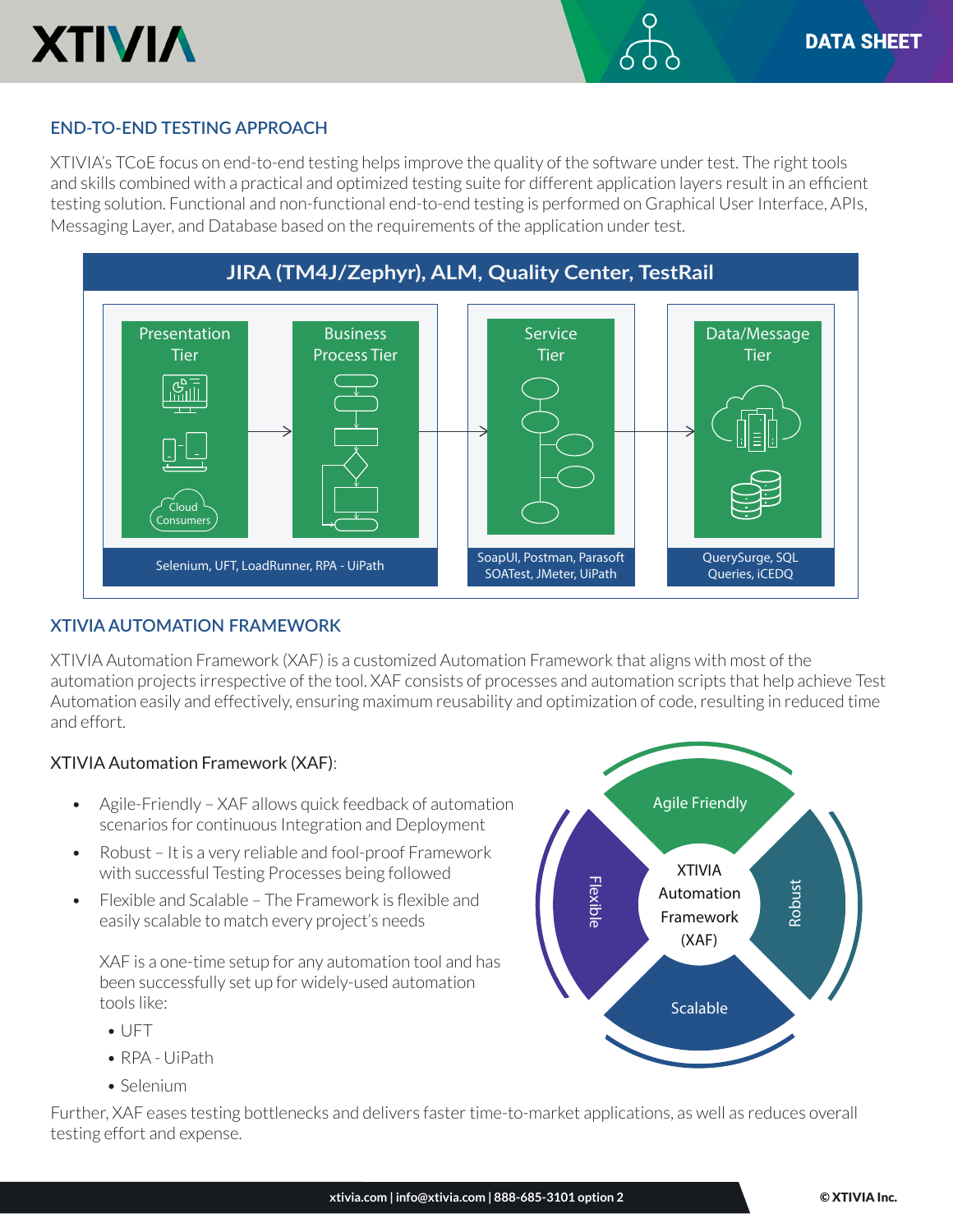## END-TO-END TESTING APPROACH

XTIVIA's TCoE focus on end-to-end testing helps improve the quality of the software under test. The right tools and skills combined with a practical and optimized testing suite for different application layers result in an efficient testing solution. Functional and non-functional end-to-end testing is performed on Graphical User Interface, APIs, Messaging Layer, and Database based on the requirements of the application under test.

**JIRA (TM4J/Zephyr), ALM, Quality Center, TestRail**

| Presentation Tier → Business Process Tier | Service Tier | Data/Message Tier |
|---|---|---|
| Selenium, UFT, LoadRunner, RPA - UiPath | SoapUI, Postman, Parasoft SOATest, JMeter, UiPath | QuerySurge, SQL Queries, iCEDQ |

## XTIVIA AUTOMATION FRAMEWORK

XTIVIA Automation Framework (XAF) is a customized Automation Framework that aligns with most of the automation projects irrespective of the tool. XAF consists of processes and automation scripts that help achieve Test Automation easily and effectively, ensuring maximum reusability and optimization of code, resulting in reduced time and effort.

XTIVIA Automation Framework (XAF):

- Agile-Friendly – XAF allows quick feedback of automation scenarios for continuous Integration and Deployment
- Robust – It is a very reliable and fool-proof Framework with successful Testing Processes being followed
- Flexible and Scalable – The Framework is flexible and easily scalable to match every project's needs

XAF is a one-time setup for any automation tool and has been successfully set up for widely-used automation tools like:

- UFT
- RPA - UiPath
- Selenium

Further, XAF eases testing bottlenecks and delivers faster time-to-market applications, as well as reduces overall testing effort and expense.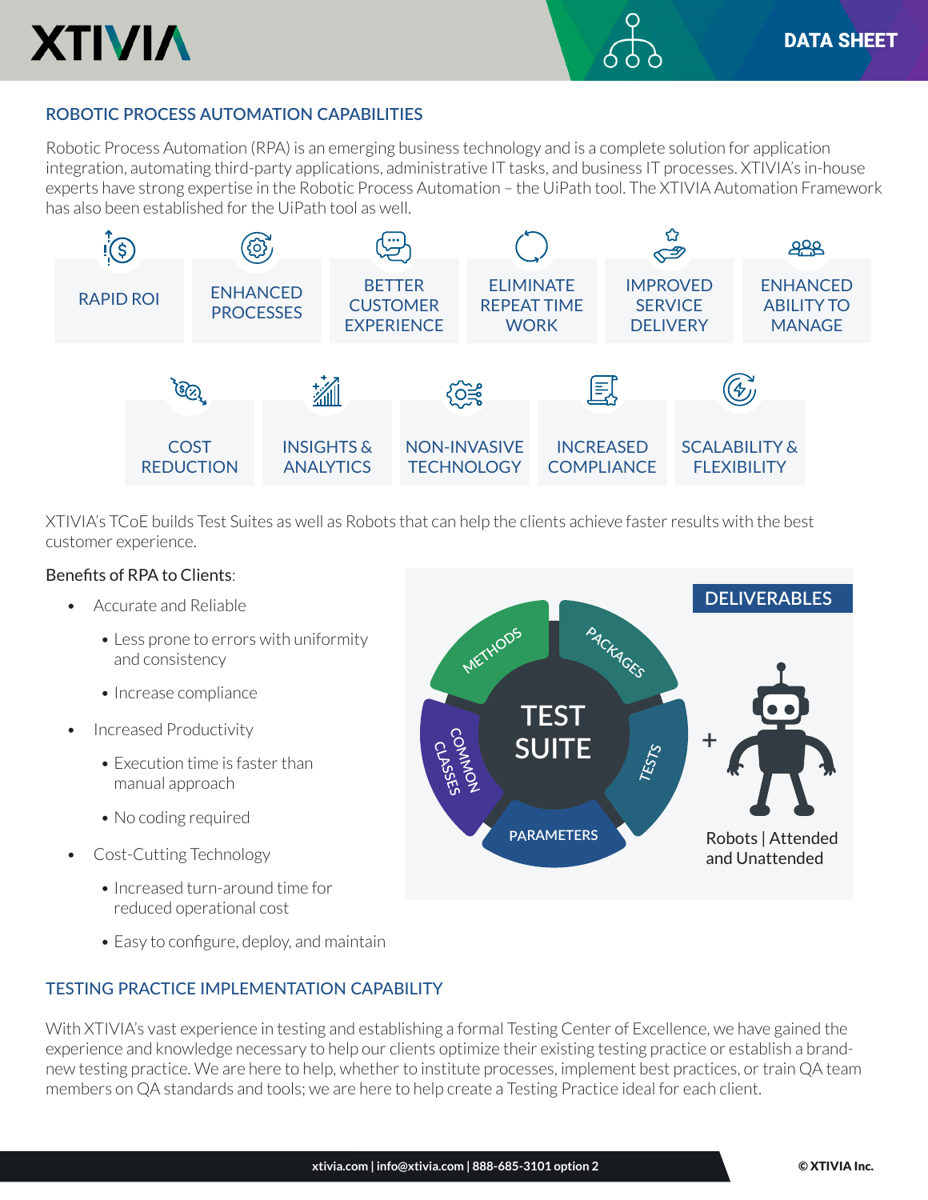## ROBOTIC PROCESS AUTOMATION CAPABILITIES

Robotic Process Automation (RPA) is an emerging business technology and is a complete solution for application integration, automating third-party applications, administrative IT tasks, and business IT processes. XTIVIA's in-house experts have strong expertise in the Robotic Process Automation – the UiPath tool. The XTIVIA Automation Framework has also been established for the UiPath tool as well.

- RAPID ROI
- ENHANCED PROCESSES
- BETTER CUSTOMER EXPERIENCE
- ELIMINATE REPEAT TIME WORK
- IMPROVED SERVICE DELIVERY
- ENHANCED ABILITY TO MANAGE
- COST REDUCTION
- INSIGHTS & ANALYTICS
- NON-INVASIVE TECHNOLOGY
- INCREASED COMPLIANCE
- SCALABILITY & FLEXIBILITY

XTIVIA's TCoE builds Test Suites as well as Robots that can help the clients achieve faster results with the best customer experience.

Benefits of RPA to Clients:

- Accurate and Reliable
  - Less prone to errors with uniformity and consistency
  - Increase compliance
- Increased Productivity
  - Execution time is faster than manual approach
  - No coding required
- Cost-Cutting Technology
  - Increased turn-around time for reduced operational cost
  - Easy to configure, deploy, and maintain

**DELIVERABLES**

TEST SUITE: METHODS, PACKAGES, TESTS, PARAMETERS, COMMON CLASSES

+ Robots | Attended and Unattended

## TESTING PRACTICE IMPLEMENTATION CAPABILITY

With XTIVIA's vast experience in testing and establishing a formal Testing Center of Excellence, we have gained the experience and knowledge necessary to help our clients optimize their existing testing practice or establish a brand-new testing practice. We are here to help, whether to institute processes, implement best practices, or train QA team members on QA standards and tools; we are here to help create a Testing Practice ideal for each client.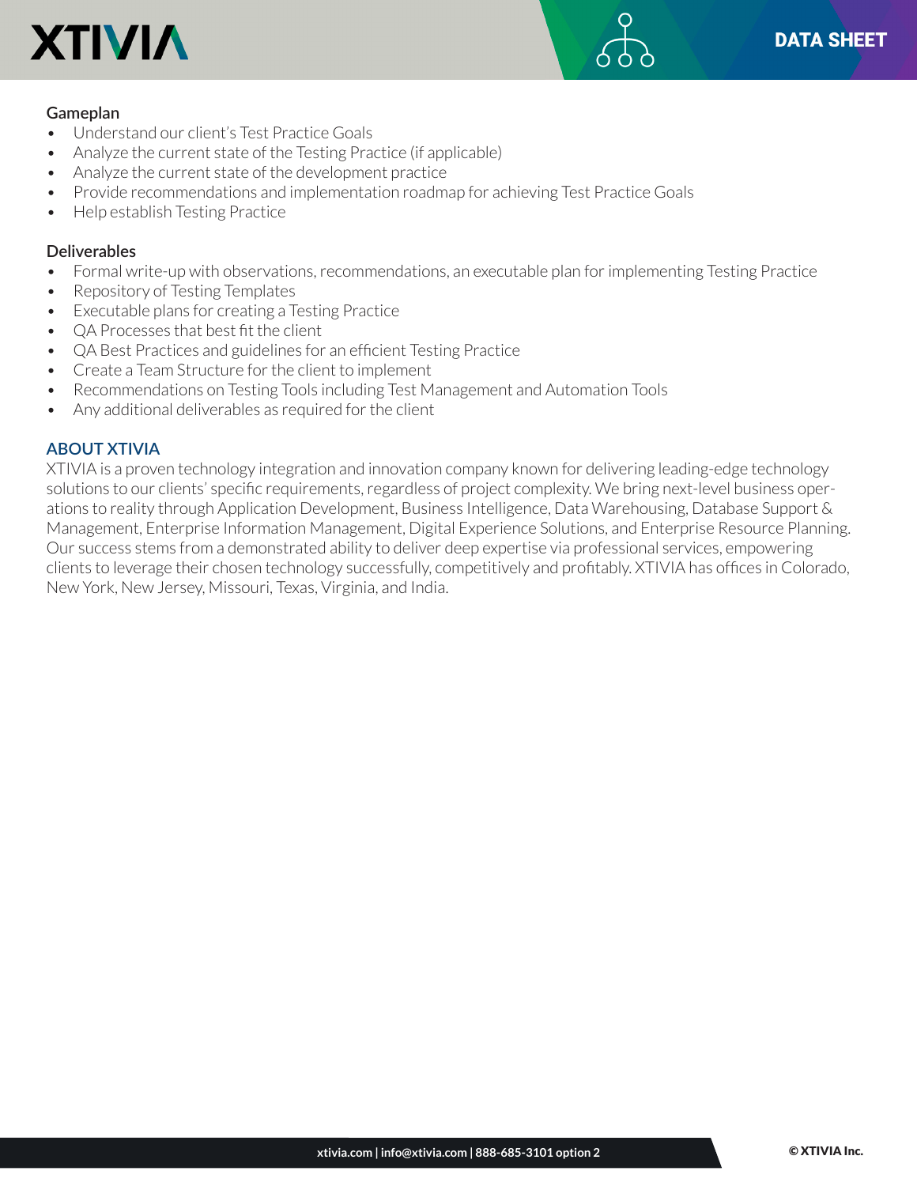### Gameplan

- Understand our client's Test Practice Goals
- Analyze the current state of the Testing Practice (if applicable)
- Analyze the current state of the development practice
- Provide recommendations and implementation roadmap for achieving Test Practice Goals
- Help establish Testing Practice

### Deliverables

- Formal write-up with observations, recommendations, an executable plan for implementing Testing Practice
- Repository of Testing Templates
- Executable plans for creating a Testing Practice
- QA Processes that best fit the client
- QA Best Practices and guidelines for an efficient Testing Practice
- Create a Team Structure for the client to implement
- Recommendations on Testing Tools including Test Management and Automation Tools
- Any additional deliverables as required for the client

## ABOUT XTIVIA

XTIVIA is a proven technology integration and innovation company known for delivering leading-edge technology solutions to our clients' specific requirements, regardless of project complexity. We bring next-level business operations to reality through Application Development, Business Intelligence, Data Warehousing, Database Support & Management, Enterprise Information Management, Digital Experience Solutions, and Enterprise Resource Planning. Our success stems from a demonstrated ability to deliver deep expertise via professional services, empowering clients to leverage their chosen technology successfully, competitively and profitably. XTIVIA has offices in Colorado, New York, New Jersey, Missouri, Texas, Virginia, and India.